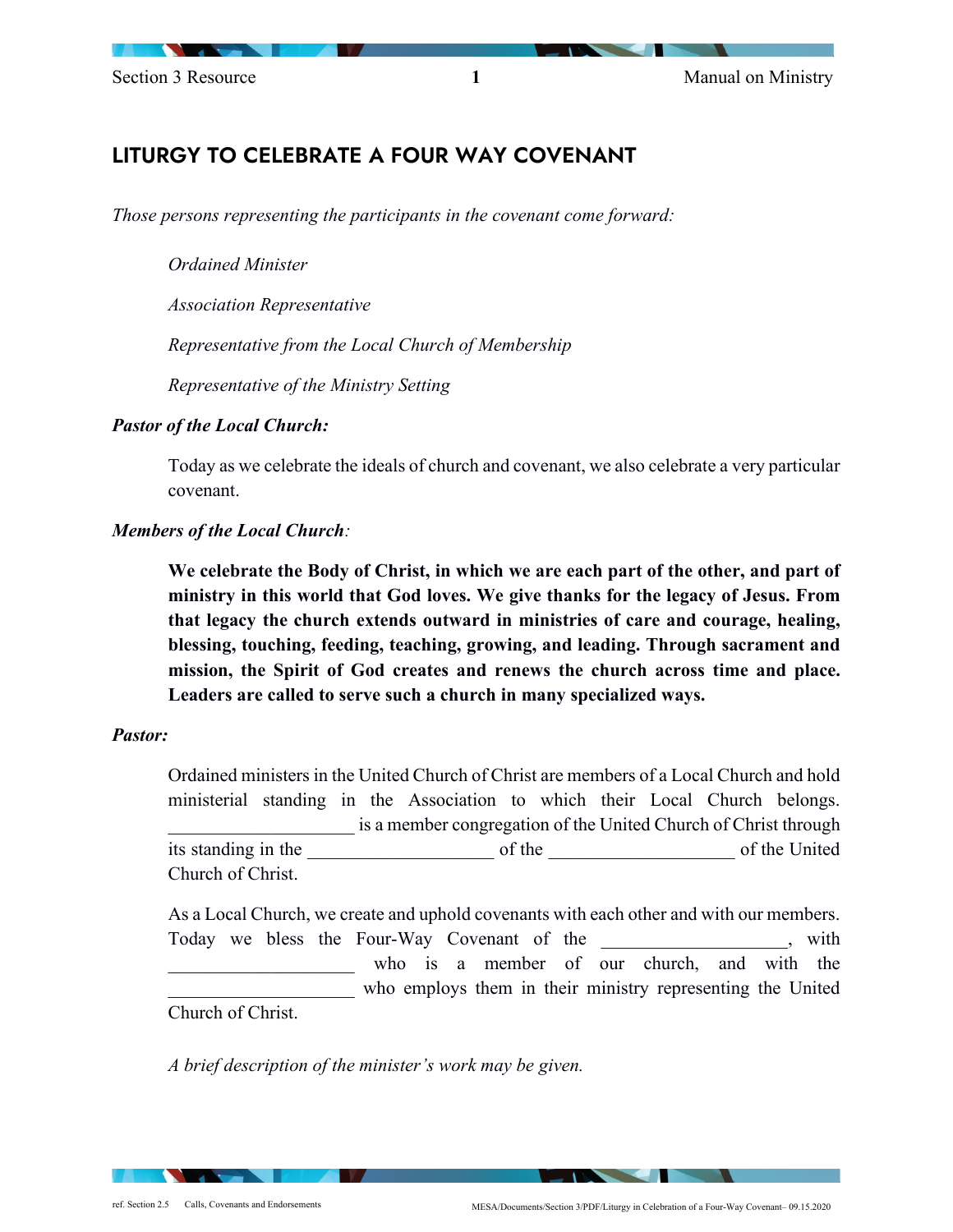# LITURGY TO CELEBRATE A FOUR WAY COVENANT

*Those persons representing the participants in the covenant come forward:*

*Ordained Minister*

*Association Representative*

*Representative from the Local Church of Membership*

*Representative of the Ministry Setting*

***Pastor of the Local Church:***

Today as we celebrate the ideals of church and covenant, we also celebrate a very particular covenant.

***Members of the Local Church:***

**We celebrate the Body of Christ, in which we are each part of the other, and part of ministry in this world that God loves. We give thanks for the legacy of Jesus. From that legacy the church extends outward in ministries of care and courage, healing, blessing, touching, feeding, teaching, growing, and leading. Through sacrament and mission, the Spirit of God creates and renews the church across time and place. Leaders are called to serve such a church in many specialized ways.**

***Pastor:***

Ordained ministers in the United Church of Christ are members of a Local Church and hold ministerial standing in the Association to which their Local Church belongs. ____________________ is a member congregation of the United Church of Christ through its standing in the ____________________ of the ____________________ of the United Church of Christ.

As a Local Church, we create and uphold covenants with each other and with our members. Today we bless the Four-Way Covenant of the ____________________, with ____________________ who is a member of our church, and with the ____________________ who employs them in their ministry representing the United Church of Christ.

*A brief description of the minister's work may be given.*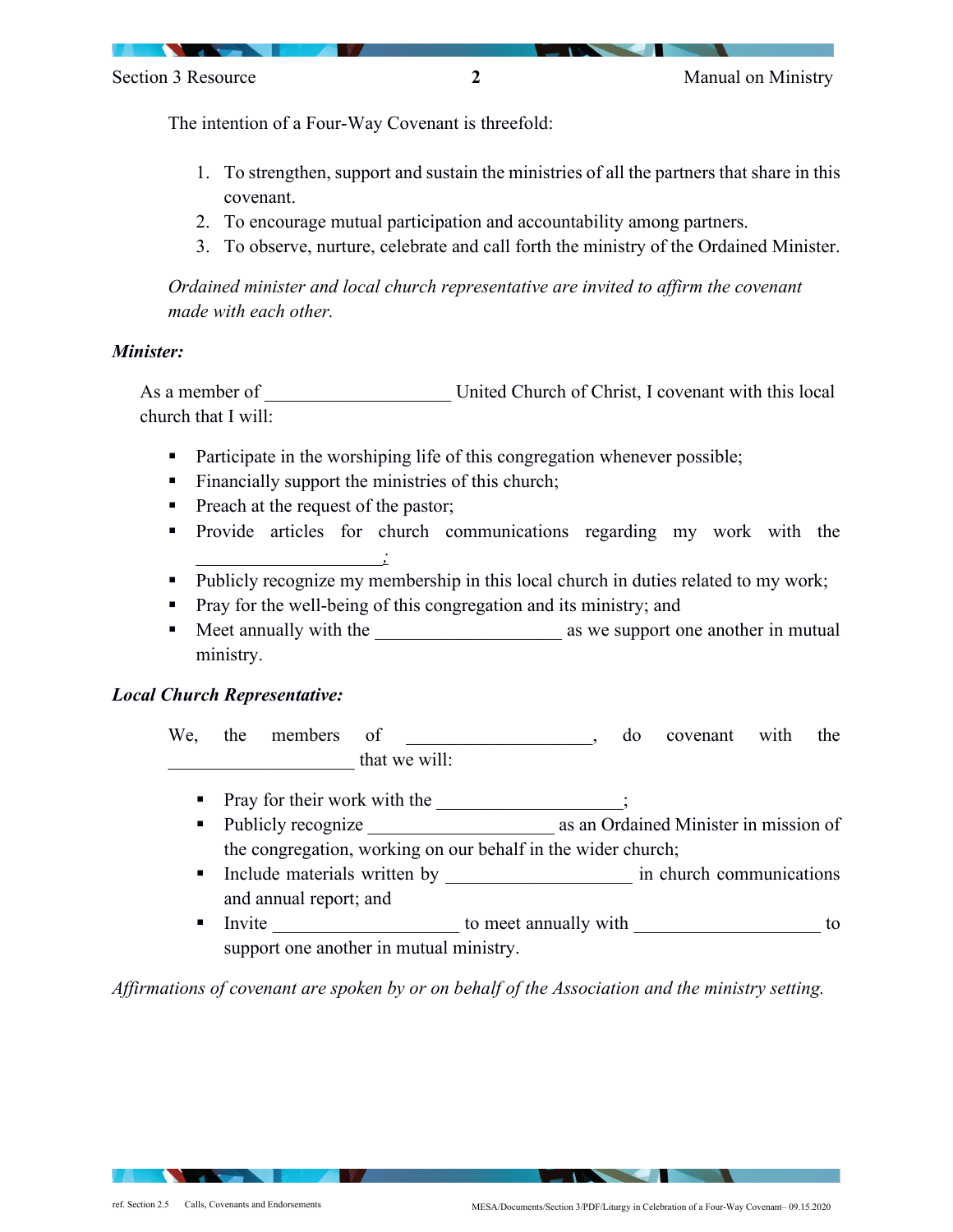The intention of a Four-Way Covenant is threefold:

1. To strengthen, support and sustain the ministries of all the partners that share in this covenant.
2. To encourage mutual participation and accountability among partners.
3. To observe, nurture, celebrate and call forth the ministry of the Ordained Minister.

*Ordained minister and local church representative are invited to affirm the covenant made with each other.*

***Minister:***

As a member of ____________________ United Church of Christ, I covenant with this local church that I will:

- Participate in the worshiping life of this congregation whenever possible;
- Financially support the ministries of this church;
- Preach at the request of the pastor;
- Provide articles for church communications regarding my work with the ____________________;
- Publicly recognize my membership in this local church in duties related to my work;
- Pray for the well-being of this congregation and its ministry; and
- Meet annually with the ____________________ as we support one another in mutual ministry.

***Local Church Representative:***

We, the members of ____________________, do covenant with the ____________________ that we will:

- Pray for their work with the ____________________;
- Publicly recognize ____________________ as an Ordained Minister in mission of the congregation, working on our behalf in the wider church;
- Include materials written by ____________________ in church communications and annual report; and
- Invite ____________________ to meet annually with ____________________ to support one another in mutual ministry.

*Affirmations of covenant are spoken by or on behalf of the Association and the ministry setting.*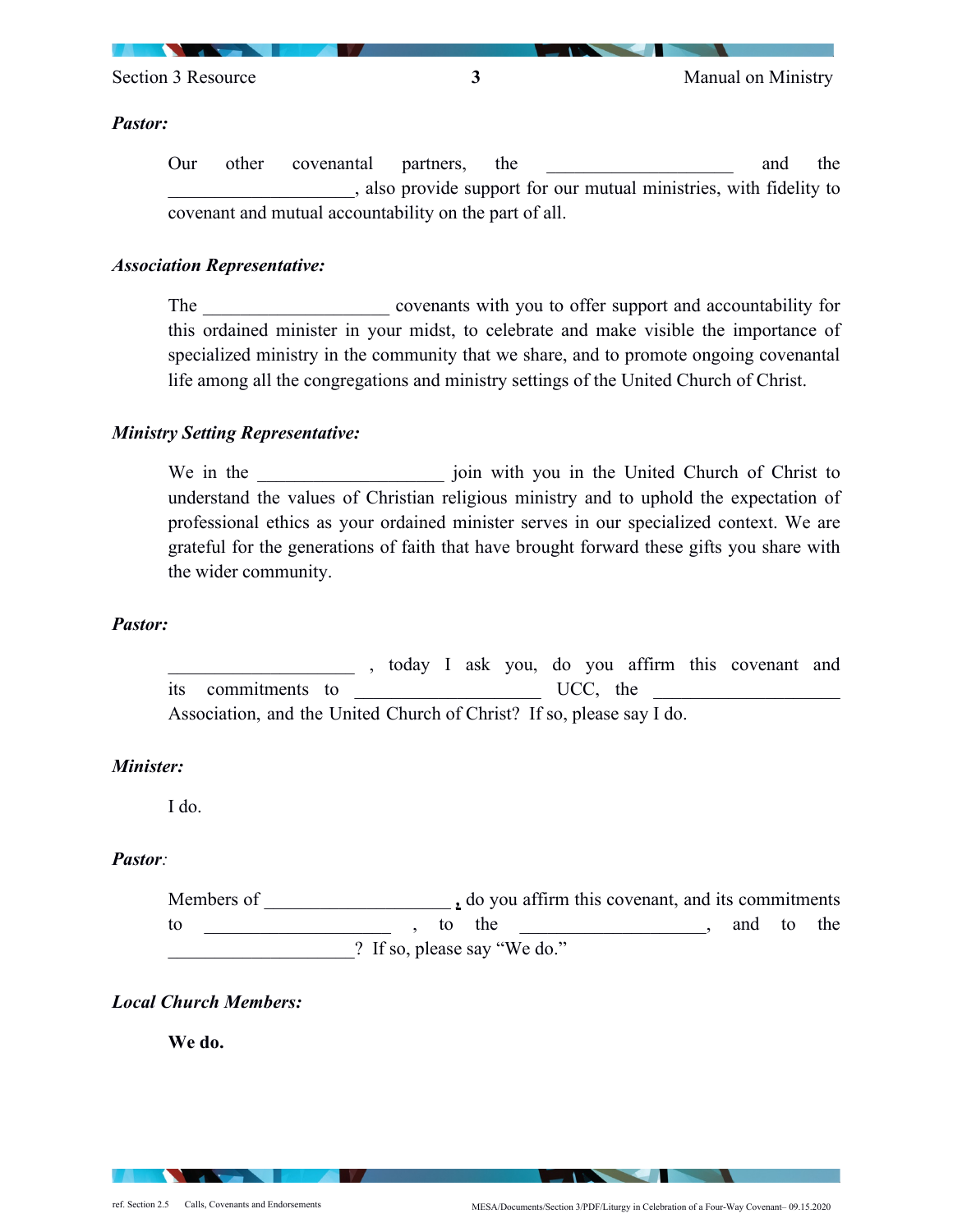***Pastor:***

Our other covenantal partners, the ____________________ and the ____________________, also provide support for our mutual ministries, with fidelity to covenant and mutual accountability on the part of all.

***Association Representative:***

The ____________________ covenants with you to offer support and accountability for this ordained minister in your midst, to celebrate and make visible the importance of specialized ministry in the community that we share, and to promote ongoing covenantal life among all the congregations and ministry settings of the United Church of Christ.

***Ministry Setting Representative:***

We in the ____________________ join with you in the United Church of Christ to understand the values of Christian religious ministry and to uphold the expectation of professional ethics as your ordained minister serves in our specialized context. We are grateful for the generations of faith that have brought forward these gifts you share with the wider community.

***Pastor:***

____________________ , today I ask you, do you affirm this covenant and its commitments to ____________________ UCC, the ____________________ Association, and the United Church of Christ? If so, please say I do.

***Minister:***

I do.

***Pastor:***

Members of ____________________, do you affirm this covenant, and its commitments to ____________________ , to the ____________________, and to the ____________________? If so, please say "We do."

***Local Church Members:***

**We do.**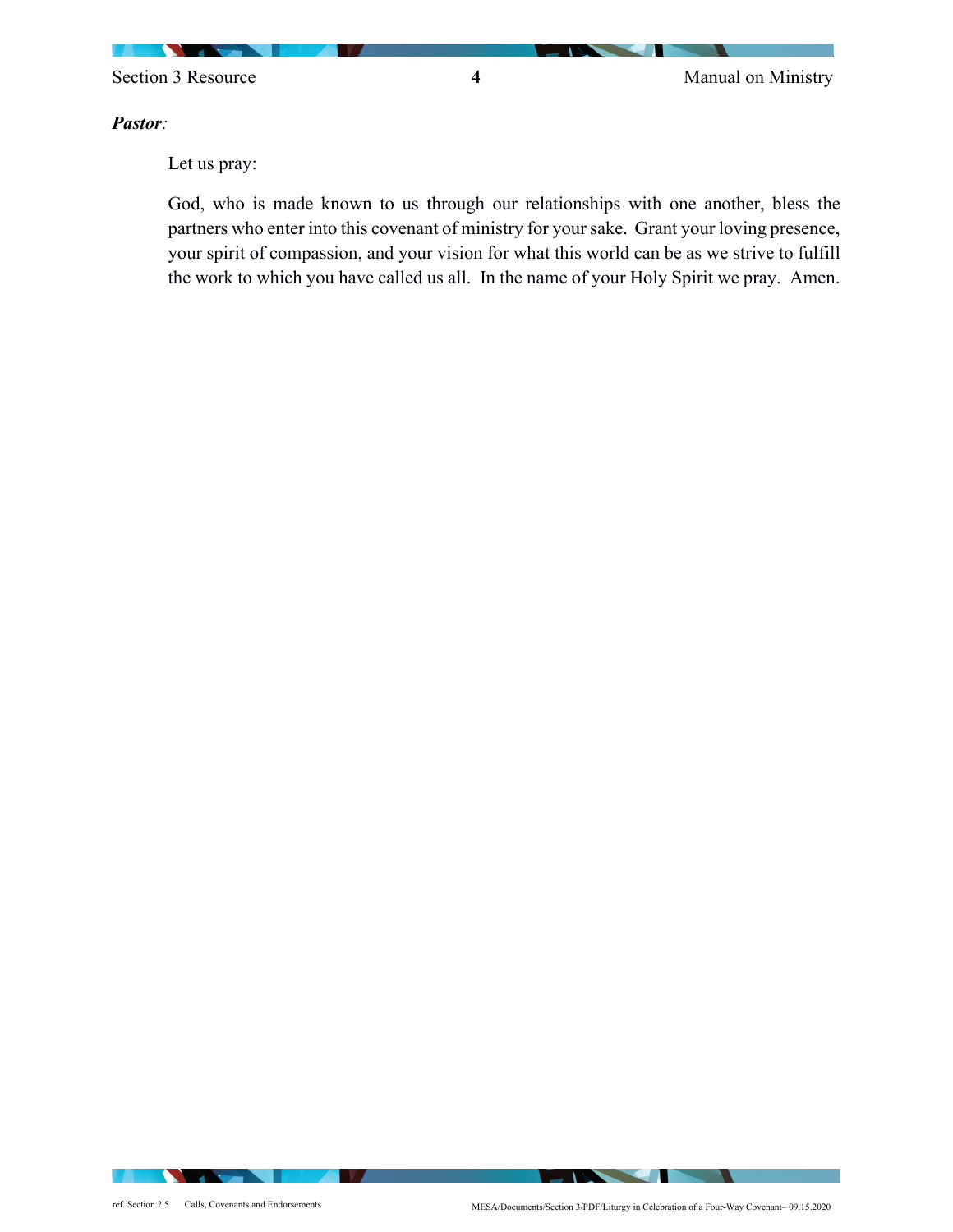***Pastor**:*

Let us pray:

God, who is made known to us through our relationships with one another, bless the partners who enter into this covenant of ministry for your sake. Grant your loving presence, your spirit of compassion, and your vision for what this world can be as we strive to fulfill the work to which you have called us all. In the name of your Holy Spirit we pray. Amen.